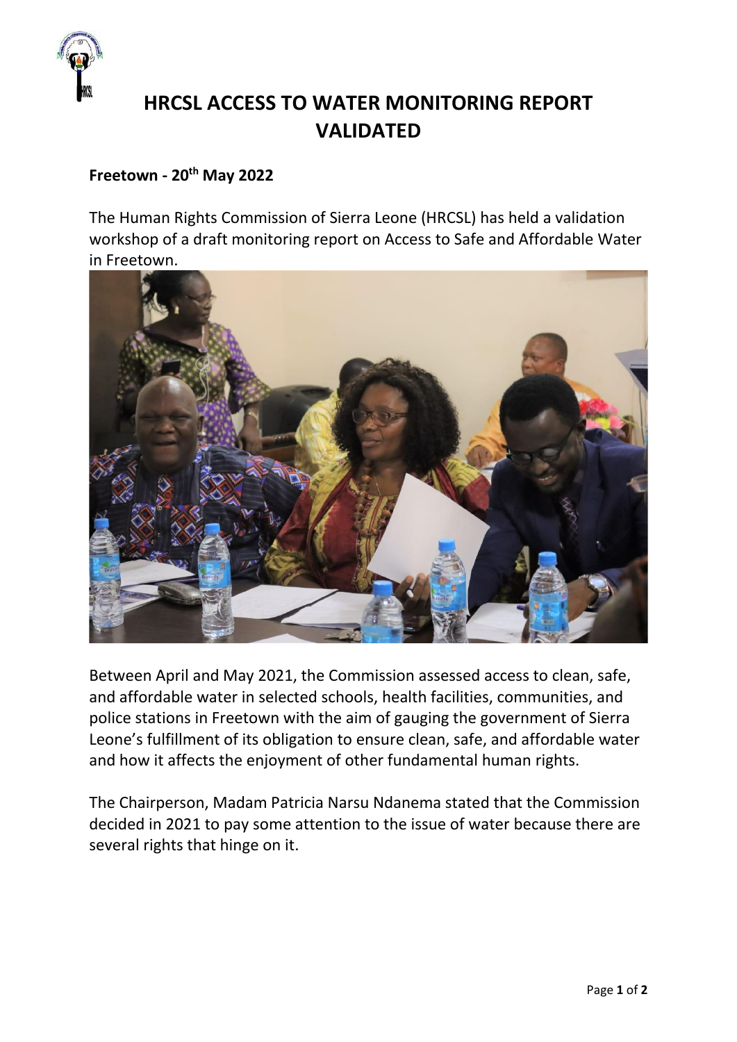# HRCSL ACCESS TO WATER MONITORING REPORT VALIDATED

**Freetown - 20th May 2022**

The Human Rights Commission of Sierra Leone (HRCSL) has held a validation workshop of a draft monitoring report on Access to Safe and Affordable Water in Freetown.

Between April and May 2021, the Commission assessed access to clean, safe, and affordable water in selected schools, health facilities, communities, and police stations in Freetown with the aim of gauging the government of Sierra Leone's fulfillment of its obligation to ensure clean, safe, and affordable water and how it affects the enjoyment of other fundamental human rights.

The Chairperson, Madam Patricia Narsu Ndanema stated that the Commission decided in 2021 to pay some attention to the issue of water because there are several rights that hinge on it.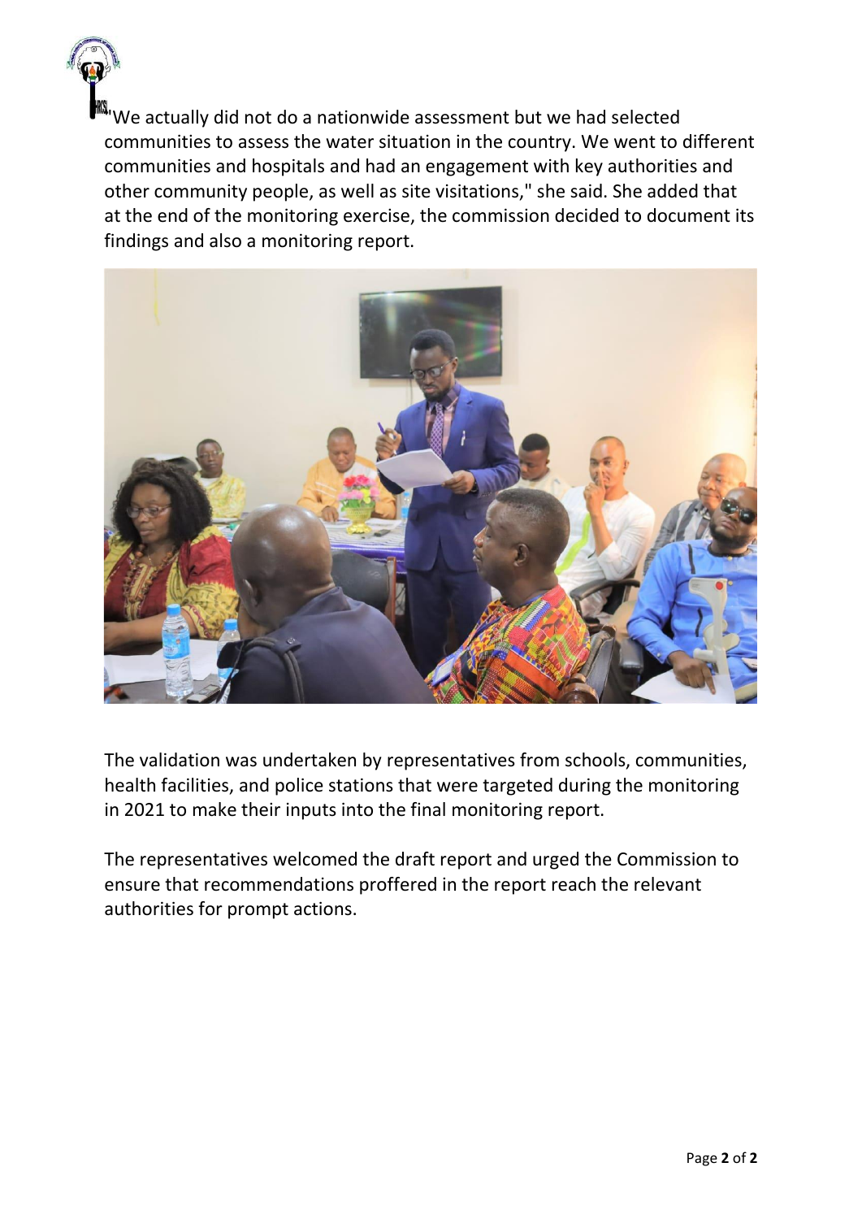"We actually did not do a nationwide assessment but we had selected communities to assess the water situation in the country. We went to different communities and hospitals and had an engagement with key authorities and other community people, as well as site visitations," she said. She added that at the end of the monitoring exercise, the commission decided to document its findings and also a monitoring report.

The validation was undertaken by representatives from schools, communities, health facilities, and police stations that were targeted during the monitoring in 2021 to make their inputs into the final monitoring report.

The representatives welcomed the draft report and urged the Commission to ensure that recommendations proffered in the report reach the relevant authorities for prompt actions.